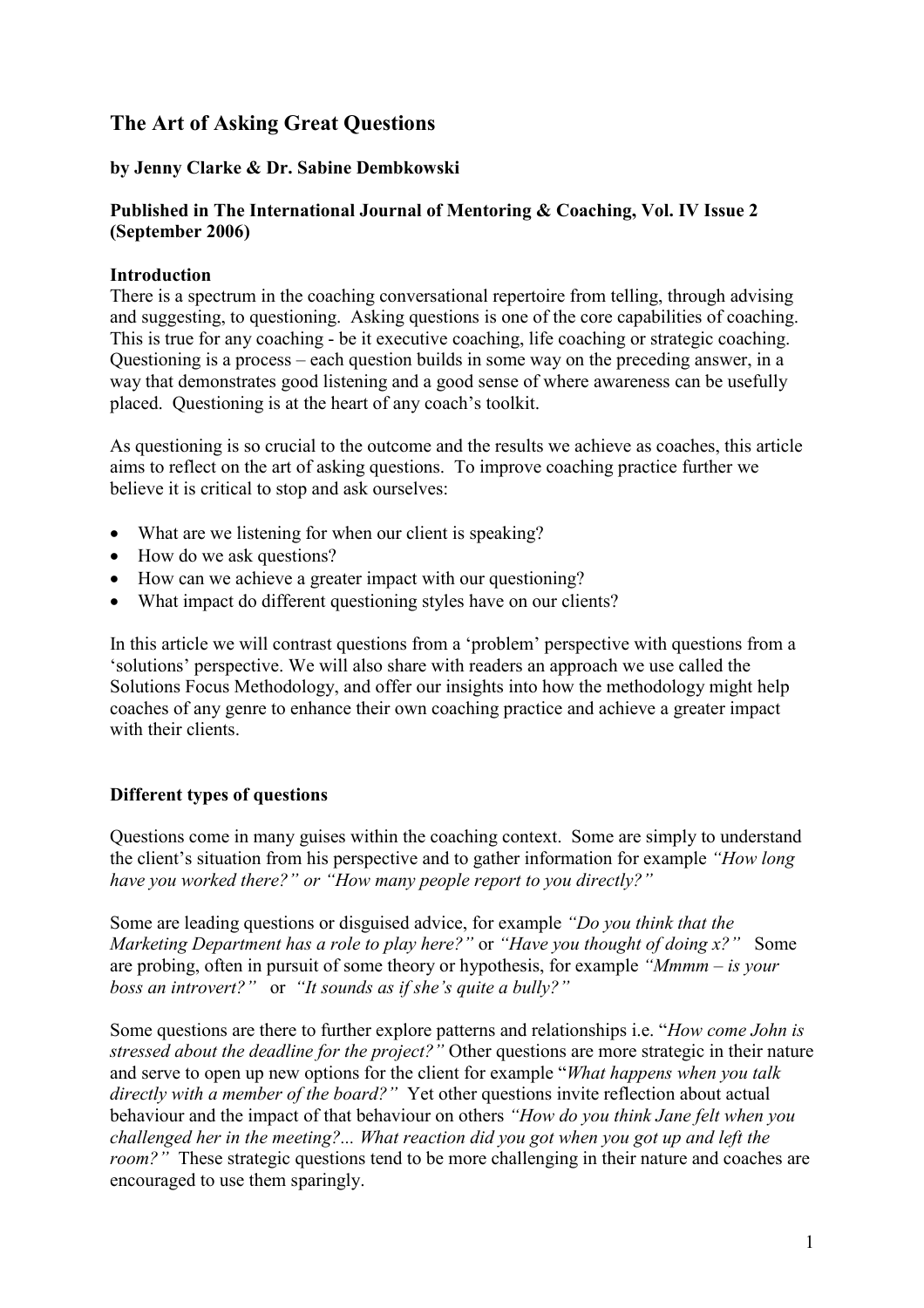# The Art of Asking Great Questions

**by Jenny Clarke & Dr. Sabine Dembkowski**

**Published in The International Journal of Mentoring & Coaching, Vol. IV Issue 2 (September 2006)**

## Introduction

There is a spectrum in the coaching conversational repertoire from telling, through advising and suggesting, to questioning. Asking questions is one of the core capabilities of coaching. This is true for any coaching - be it executive coaching, life coaching or strategic coaching. Questioning is a process – each question builds in some way on the preceding answer, in a way that demonstrates good listening and a good sense of where awareness can be usefully placed. Questioning is at the heart of any coach's toolkit.

As questioning is so crucial to the outcome and the results we achieve as coaches, this article aims to reflect on the art of asking questions. To improve coaching practice further we believe it is critical to stop and ask ourselves:

- What are we listening for when our client is speaking?
- How do we ask questions?
- How can we achieve a greater impact with our questioning?
- What impact do different questioning styles have on our clients?

In this article we will contrast questions from a 'problem' perspective with questions from a 'solutions' perspective. We will also share with readers an approach we use called the Solutions Focus Methodology, and offer our insights into how the methodology might help coaches of any genre to enhance their own coaching practice and achieve a greater impact with their clients.

## Different types of questions

Questions come in many guises within the coaching context. Some are simply to understand the client's situation from his perspective and to gather information for example *"How long have you worked there?" or "How many people report to you directly?"*

Some are leading questions or disguised advice, for example *"Do you think that the Marketing Department has a role to play here?"* or *"Have you thought of doing x?"* Some are probing, often in pursuit of some theory or hypothesis, for example *"Mmmm – is your boss an introvert?"* or *"It sounds as if she's quite a bully?"*

Some questions are there to further explore patterns and relationships i.e. "*How come John is stressed about the deadline for the project?"* Other questions are more strategic in their nature and serve to open up new options for the client for example "*What happens when you talk directly with a member of the board?"* Yet other questions invite reflection about actual behaviour and the impact of that behaviour on others *"How do you think Jane felt when you challenged her in the meeting?... What reaction did you got when you got up and left the room?"* These strategic questions tend to be more challenging in their nature and coaches are encouraged to use them sparingly.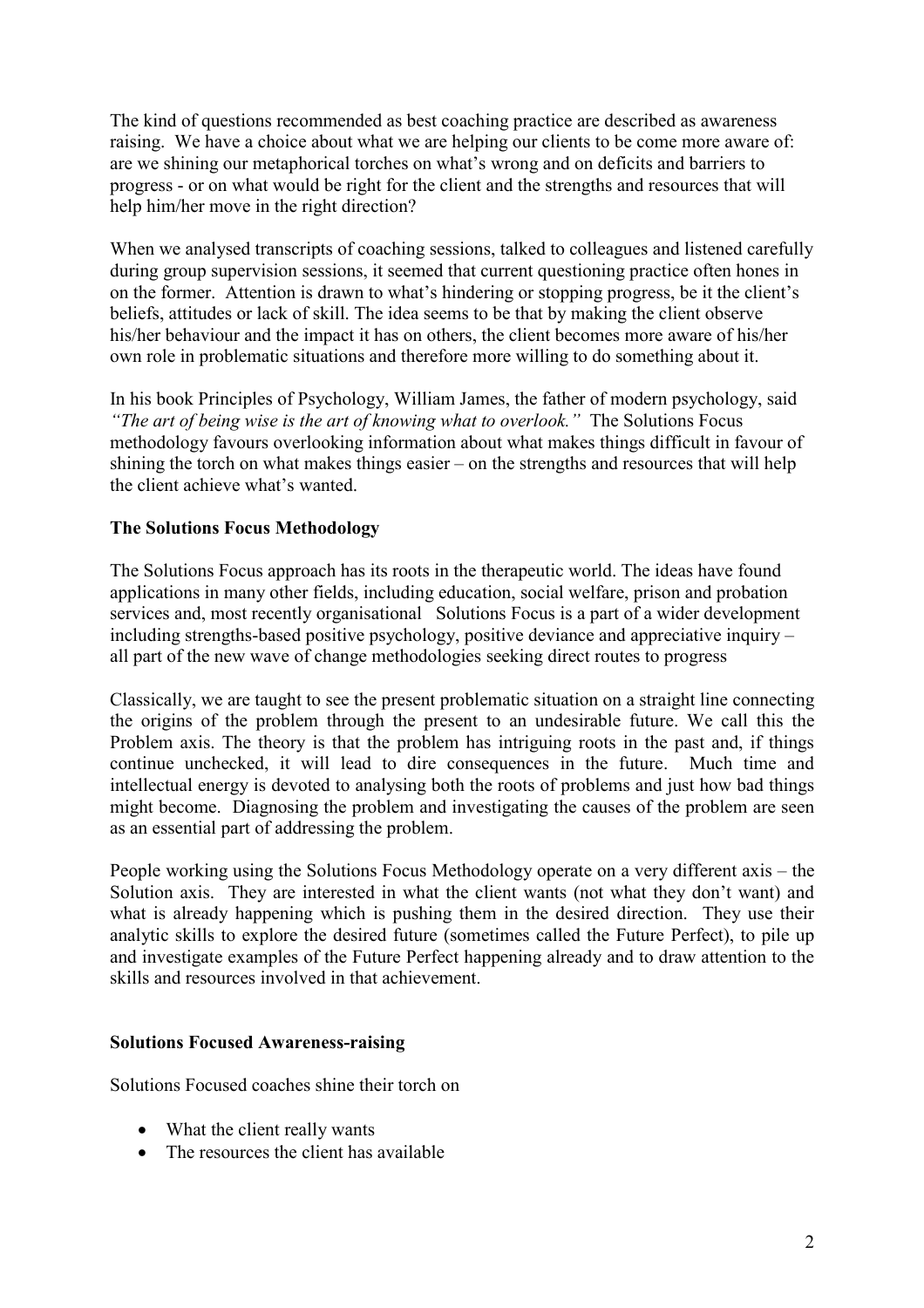The kind of questions recommended as best coaching practice are described as awareness raising. We have a choice about what we are helping our clients to be come more aware of: are we shining our metaphorical torches on what's wrong and on deficits and barriers to progress - or on what would be right for the client and the strengths and resources that will help him/her move in the right direction?

When we analysed transcripts of coaching sessions, talked to colleagues and listened carefully during group supervision sessions, it seemed that current questioning practice often hones in on the former. Attention is drawn to what's hindering or stopping progress, be it the client's beliefs, attitudes or lack of skill. The idea seems to be that by making the client observe his/her behaviour and the impact it has on others, the client becomes more aware of his/her own role in problematic situations and therefore more willing to do something about it.

In his book Principles of Psychology, William James, the father of modern psychology, said *"The art of being wise is the art of knowing what to overlook."* The Solutions Focus methodology favours overlooking information about what makes things difficult in favour of shining the torch on what makes things easier – on the strengths and resources that will help the client achieve what's wanted.

**The Solutions Focus Methodology**

The Solutions Focus approach has its roots in the therapeutic world. The ideas have found applications in many other fields, including education, social welfare, prison and probation services and, most recently organisational Solutions Focus is a part of a wider development including strengths-based positive psychology, positive deviance and appreciative inquiry – all part of the new wave of change methodologies seeking direct routes to progress

Classically, we are taught to see the present problematic situation on a straight line connecting the origins of the problem through the present to an undesirable future. We call this the Problem axis. The theory is that the problem has intriguing roots in the past and, if things continue unchecked, it will lead to dire consequences in the future. Much time and intellectual energy is devoted to analysing both the roots of problems and just how bad things might become. Diagnosing the problem and investigating the causes of the problem are seen as an essential part of addressing the problem.

People working using the Solutions Focus Methodology operate on a very different axis – the Solution axis. They are interested in what the client wants (not what they don't want) and what is already happening which is pushing them in the desired direction. They use their analytic skills to explore the desired future (sometimes called the Future Perfect), to pile up and investigate examples of the Future Perfect happening already and to draw attention to the skills and resources involved in that achievement.

**Solutions Focused Awareness-raising**

Solutions Focused coaches shine their torch on

- What the client really wants
- The resources the client has available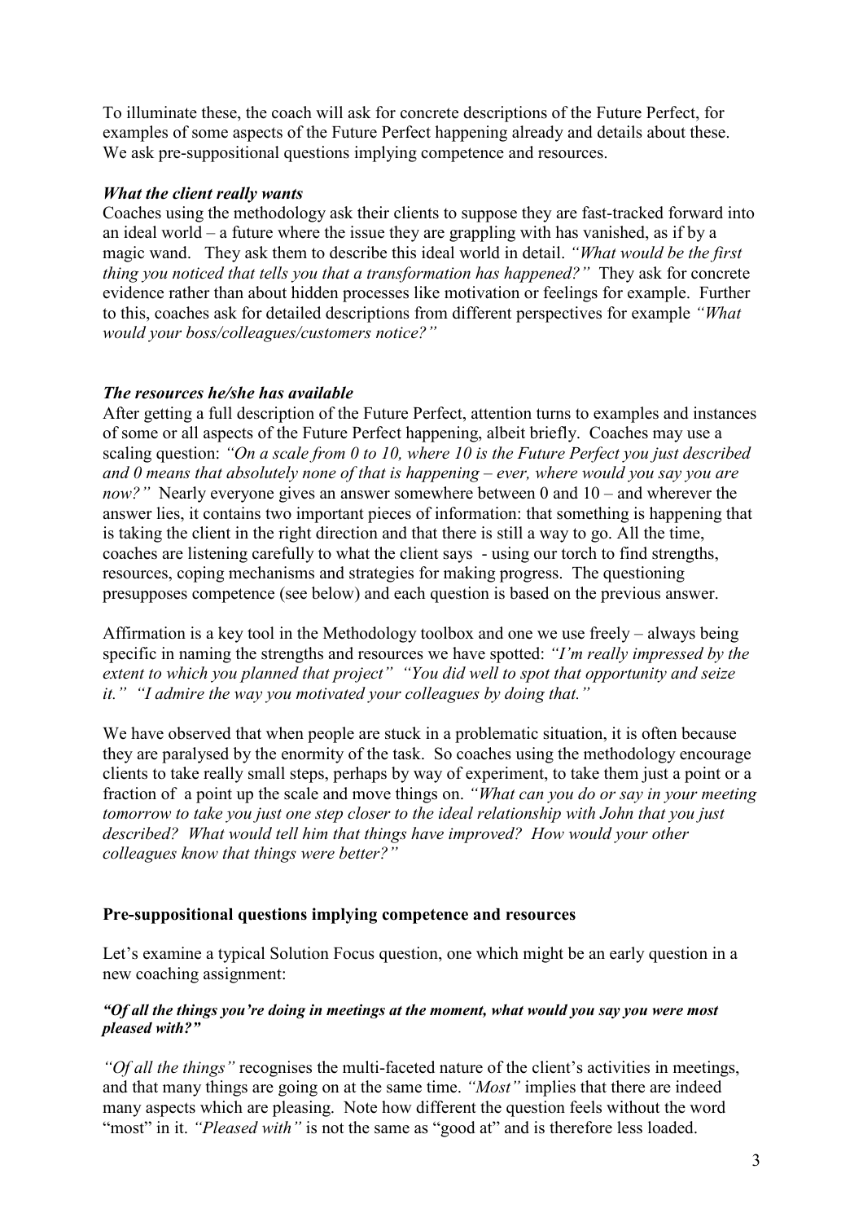To illuminate these, the coach will ask for concrete descriptions of the Future Perfect, for examples of some aspects of the Future Perfect happening already and details about these. We ask pre-suppositional questions implying competence and resources.

### *What the client really wants*

Coaches using the methodology ask their clients to suppose they are fast-tracked forward into an ideal world – a future where the issue they are grappling with has vanished, as if by a magic wand. They ask them to describe this ideal world in detail. *"What would be the first thing you noticed that tells you that a transformation has happened?"* They ask for concrete evidence rather than about hidden processes like motivation or feelings for example. Further to this, coaches ask for detailed descriptions from different perspectives for example *"What would your boss/colleagues/customers notice?"*

### *The resources he/she has available*

After getting a full description of the Future Perfect, attention turns to examples and instances of some or all aspects of the Future Perfect happening, albeit briefly. Coaches may use a scaling question: *"On a scale from 0 to 10, where 10 is the Future Perfect you just described and 0 means that absolutely none of that is happening – ever, where would you say you are now?"* Nearly everyone gives an answer somewhere between 0 and 10 – and wherever the answer lies, it contains two important pieces of information: that something is happening that is taking the client in the right direction and that there is still a way to go. All the time, coaches are listening carefully to what the client says - using our torch to find strengths, resources, coping mechanisms and strategies for making progress. The questioning presupposes competence (see below) and each question is based on the previous answer.

Affirmation is a key tool in the Methodology toolbox and one we use freely – always being specific in naming the strengths and resources we have spotted: *"I'm really impressed by the extent to which you planned that project" "You did well to spot that opportunity and seize it." "I admire the way you motivated your colleagues by doing that."*

We have observed that when people are stuck in a problematic situation, it is often because they are paralysed by the enormity of the task. So coaches using the methodology encourage clients to take really small steps, perhaps by way of experiment, to take them just a point or a fraction of a point up the scale and move things on. *"What can you do or say in your meeting tomorrow to take you just one step closer to the ideal relationship with John that you just described? What would tell him that things have improved? How would your other colleagues know that things were better?"*

## **Pre-suppositional questions implying competence and resources**

Let's examine a typical Solution Focus question, one which might be an early question in a new coaching assignment:

***"Of all the things you're doing in meetings at the moment, what would you say you were most pleased with?"***

*"Of all the things"* recognises the multi-faceted nature of the client's activities in meetings, and that many things are going on at the same time. *"Most"* implies that there are indeed many aspects which are pleasing. Note how different the question feels without the word "most" in it. *"Pleased with"* is not the same as "good at" and is therefore less loaded.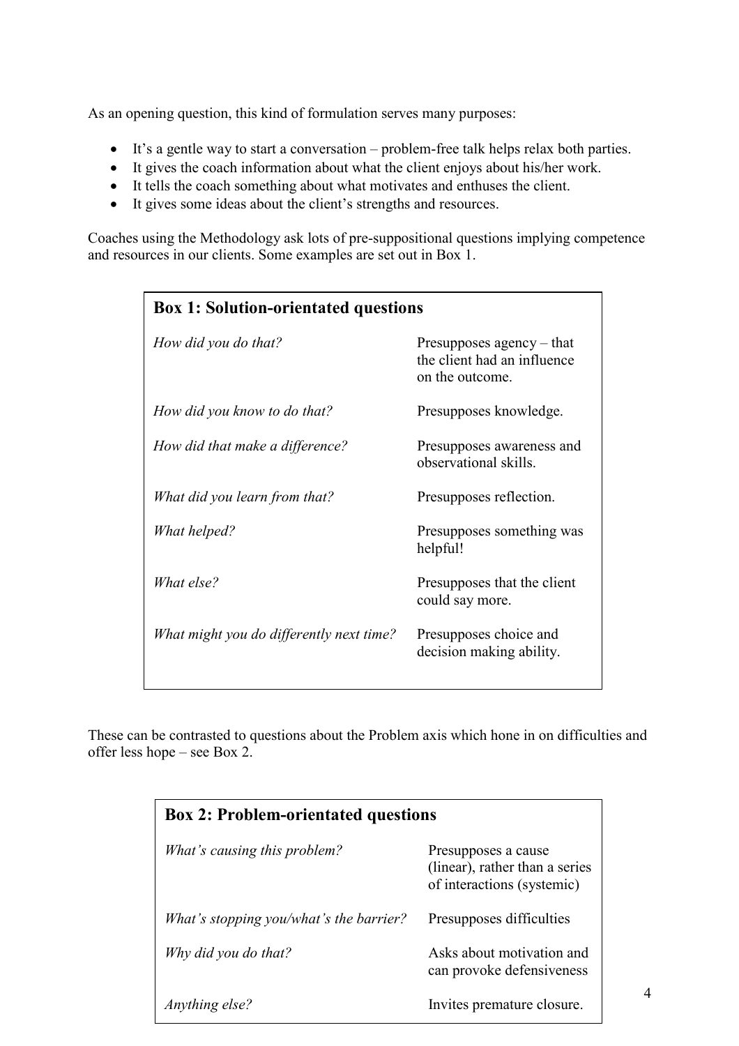As an opening question, this kind of formulation serves many purposes:

- It's a gentle way to start a conversation – problem-free talk helps relax both parties.
- It gives the coach information about what the client enjoys about his/her work.
- It tells the coach something about what motivates and enthuses the client.
- It gives some ideas about the client's strengths and resources.

Coaches using the Methodology ask lots of pre-suppositional questions implying competence and resources in our clients. Some examples are set out in Box 1.

**Box 1: Solution-orientated questions**

| Question | Presupposition |
|---|---|
| *How did you do that?* | Presupposes agency – that the client had an influence on the outcome. |
| *How did you know to do that?* | Presupposes knowledge. |
| *How did that make a difference?* | Presupposes awareness and observational skills. |
| *What did you learn from that?* | Presupposes reflection. |
| *What helped?* | Presupposes something was helpful! |
| *What else?* | Presupposes that the client could say more. |
| *What might you do differently next time?* | Presupposes choice and decision making ability. |

These can be contrasted to questions about the Problem axis which hone in on difficulties and offer less hope – see Box 2.

**Box 2: Problem-orientated questions**

| Question | Presupposition |
|---|---|
| *What's causing this problem?* | Presupposes a cause (linear), rather than a series of interactions (systemic) |
| *What's stopping you/what's the barrier?* | Presupposes difficulties |
| *Why did you do that?* | Asks about motivation and can provoke defensiveness |
| *Anything else?* | Invites premature closure. |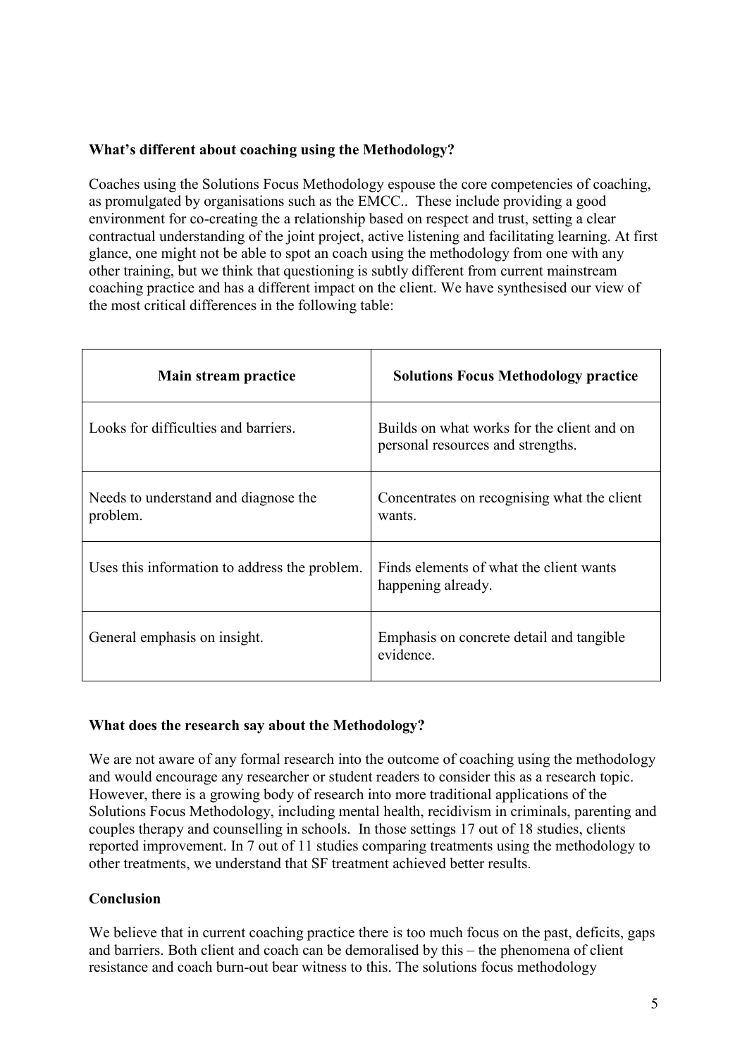## What's different about coaching using the Methodology?

Coaches using the Solutions Focus Methodology espouse the core competencies of coaching, as promulgated by organisations such as the EMCC.. These include providing a good environment for co-creating the a relationship based on respect and trust, setting a clear contractual understanding of the joint project, active listening and facilitating learning. At first glance, one might not be able to spot an coach using the methodology from one with any other training, but we think that questioning is subtly different from current mainstream coaching practice and has a different impact on the client. We have synthesised our view of the most critical differences in the following table:

| Main stream practice | Solutions Focus Methodology practice |
|---|---|
| Looks for difficulties and barriers. | Builds on what works for the client and on personal resources and strengths. |
| Needs to understand and diagnose the problem. | Concentrates on recognising what the client wants. |
| Uses this information to address the problem. | Finds elements of what the client wants happening already. |
| General emphasis on insight. | Emphasis on concrete detail and tangible evidence. |

## What does the research say about the Methodology?

We are not aware of any formal research into the outcome of coaching using the methodology and would encourage any researcher or student readers to consider this as a research topic. However, there is a growing body of research into more traditional applications of the Solutions Focus Methodology, including mental health, recidivism in criminals, parenting and couples therapy and counselling in schools. In those settings 17 out of 18 studies, clients reported improvement. In 7 out of 11 studies comparing treatments using the methodology to other treatments, we understand that SF treatment achieved better results.

## Conclusion

We believe that in current coaching practice there is too much focus on the past, deficits, gaps and barriers. Both client and coach can be demoralised by this – the phenomena of client resistance and coach burn-out bear witness to this. The solutions focus methodology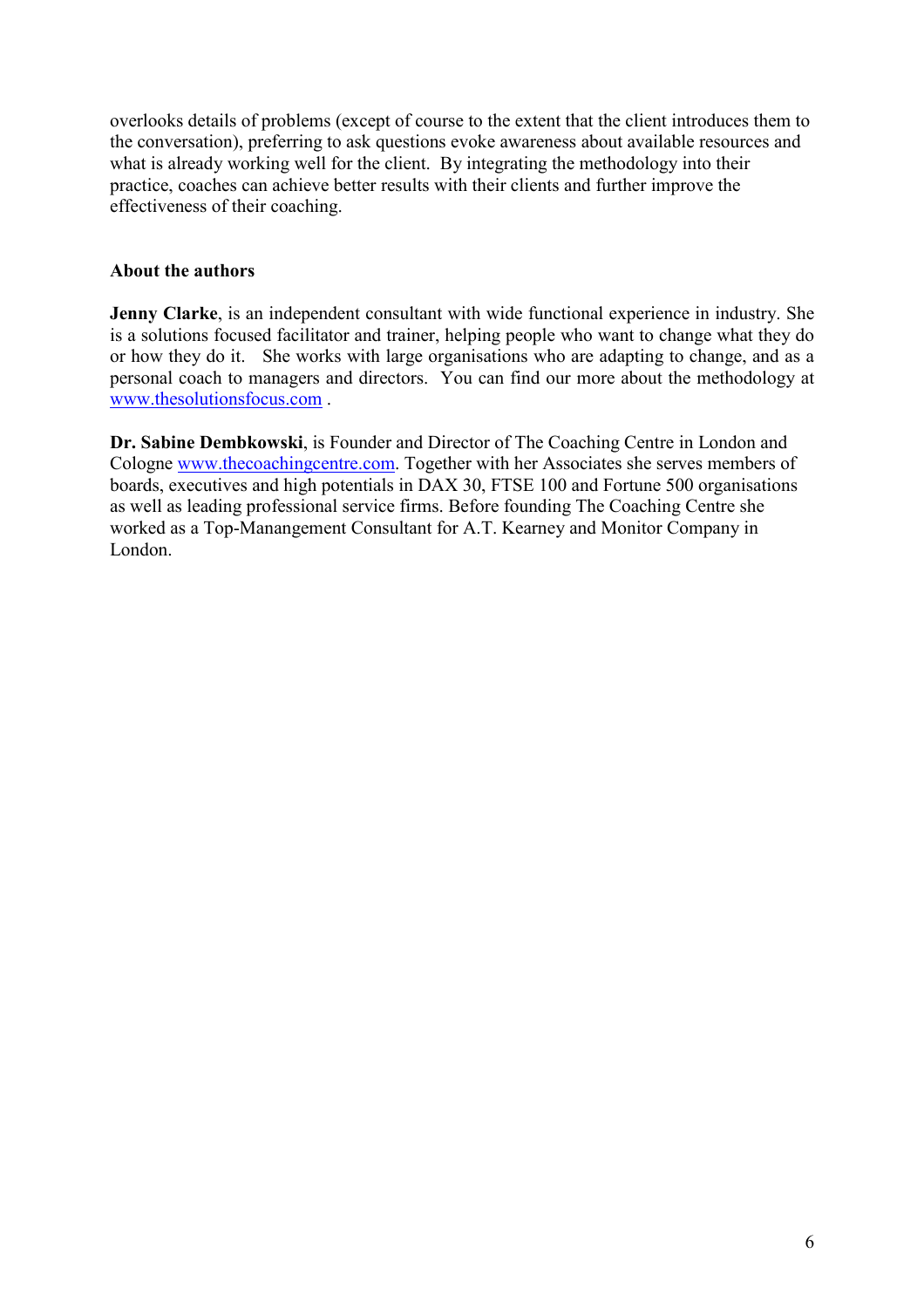overlooks details of problems (except of course to the extent that the client introduces them to the conversation), preferring to ask questions evoke awareness about available resources and what is already working well for the client. By integrating the methodology into their practice, coaches can achieve better results with their clients and further improve the effectiveness of their coaching.

**About the authors**

**Jenny Clarke**, is an independent consultant with wide functional experience in industry. She is a solutions focused facilitator and trainer, helping people who want to change what they do or how they do it. She works with large organisations who are adapting to change, and as a personal coach to managers and directors. You can find our more about the methodology at [www.thesolutionsfocus.com](http://www.thesolutionsfocus.com) .

**Dr. Sabine Dembkowski**, is Founder and Director of The Coaching Centre in London and Cologne [www.thecoachingcentre.com](http://www.thecoachingcentre.com). Together with her Associates she serves members of boards, executives and high potentials in DAX 30, FTSE 100 and Fortune 500 organisations as well as leading professional service firms. Before founding The Coaching Centre she worked as a Top-Manangement Consultant for A.T. Kearney and Monitor Company in London.